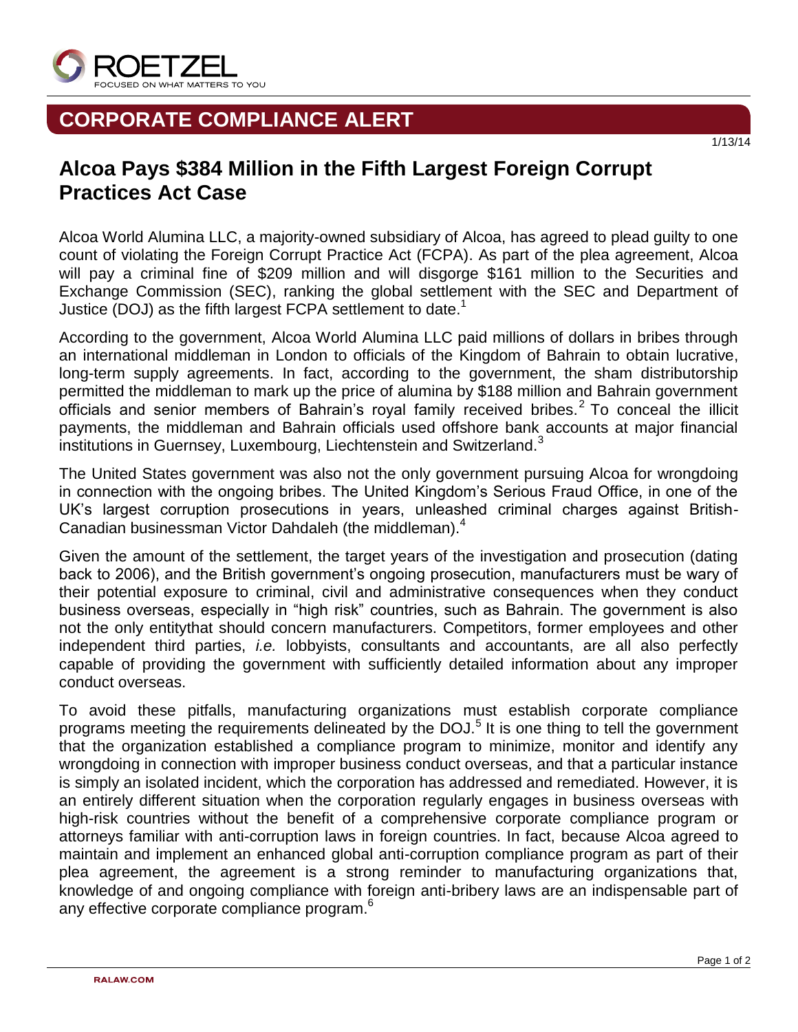# CORPORATE COMPLIANCE ALERT

1/13/14

## Alcoa Pays $384 Million in the Fifth Largest Foreign Corrupt Practices Act Case

Alcoa World Alumina LLC, a majority-owned subsidiary of Alcoa, has agreed to plead guilty to one count of violating the Foreign Corrupt Practice Act (FCPA). As part of the plea agreement, Alcoa will pay a criminal fine of $209 million and will disgorge $161 million to the Securities and Exchange Commission (SEC), ranking the global settlement with the SEC and Department of Justice (DOJ) as the fifth largest FCPA settlement to date.[1]

According to the government, Alcoa World Alumina LLC paid millions of dollars in bribes through an international middleman in London to officials of the Kingdom of Bahrain to obtain lucrative, long-term supply agreements. In fact, according to the government, the sham distributorship permitted the middleman to mark up the price of alumina by $188 million and Bahrain government officials and senior members of Bahrain's royal family received bribes.[2] To conceal the illicit payments, the middleman and Bahrain officials used offshore bank accounts at major financial institutions in Guernsey, Luxembourg, Liechtenstein and Switzerland.[3]

The United States government was also not the only government pursuing Alcoa for wrongdoing in connection with the ongoing bribes. The United Kingdom's Serious Fraud Office, in one of the UK's largest corruption prosecutions in years, unleashed criminal charges against British-Canadian businessman Victor Dahdaleh (the middleman).[4]

Given the amount of the settlement, the target years of the investigation and prosecution (dating back to 2006), and the British government's ongoing prosecution, manufacturers must be wary of their potential exposure to criminal, civil and administrative consequences when they conduct business overseas, especially in "high risk" countries, such as Bahrain. The government is also not the only entitythat should concern manufacturers. Competitors, former employees and other independent third parties, *i.e.* lobbyists, consultants and accountants, are all also perfectly capable of providing the government with sufficiently detailed information about any improper conduct overseas.

To avoid these pitfalls, manufacturing organizations must establish corporate compliance programs meeting the requirements delineated by the DOJ.[5] It is one thing to tell the government that the organization established a compliance program to minimize, monitor and identify any wrongdoing in connection with improper business conduct overseas, and that a particular instance is simply an isolated incident, which the corporation has addressed and remediated. However, it is an entirely different situation when the corporation regularly engages in business overseas with high-risk countries without the benefit of a comprehensive corporate compliance program or attorneys familiar with anti-corruption laws in foreign countries. In fact, because Alcoa agreed to maintain and implement an enhanced global anti-corruption compliance program as part of their plea agreement, the agreement is a strong reminder to manufacturing organizations that, knowledge of and ongoing compliance with foreign anti-bribery laws are an indispensable part of any effective corporate compliance program.[6]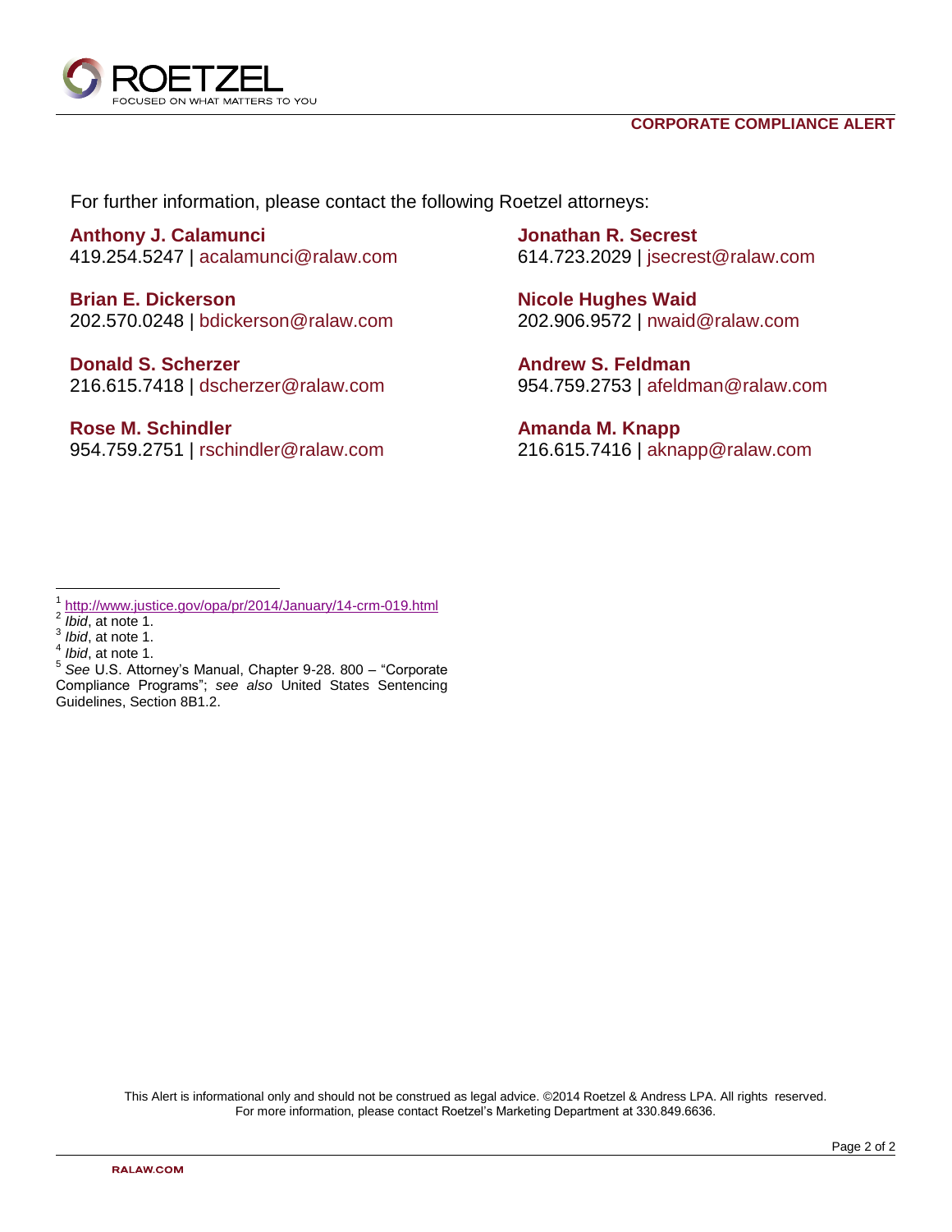For further information, please contact the following Roetzel attorneys:

**Anthony J. Calamunci**
419.254.5247 | acalamunci@ralaw.com

**Brian E. Dickerson**
202.570.0248 | bdickerson@ralaw.com

**Donald S. Scherzer**
216.615.7418 | dscherzer@ralaw.com

**Rose M. Schindler**
954.759.2751 | rschindler@ralaw.com

**Jonathan R. Secrest**
614.723.2029 | jsecrest@ralaw.com

**Nicole Hughes Waid**
202.906.9572 | nwaid@ralaw.com

**Andrew S. Feldman**
954.759.2753 | afeldman@ralaw.com

**Amanda M. Knapp**
216.615.7416 | aknapp@ralaw.com

---

[1] http://www.justice.gov/opa/pr/2014/January/14-crm-019.html
[2] *Ibid*, at note 1.
[3] *Ibid*, at note 1.
[4] *Ibid*, at note 1.
[5] *See* U.S. Attorney's Manual, Chapter 9-28. 800 – "Corporate Compliance Programs"; *see also* United States Sentencing Guidelines, Section 8B1.2.

This Alert is informational only and should not be construed as legal advice. ©2014 Roetzel & Andress LPA. All rights reserved. For more information, please contact Roetzel's Marketing Department at 330.849.6636.